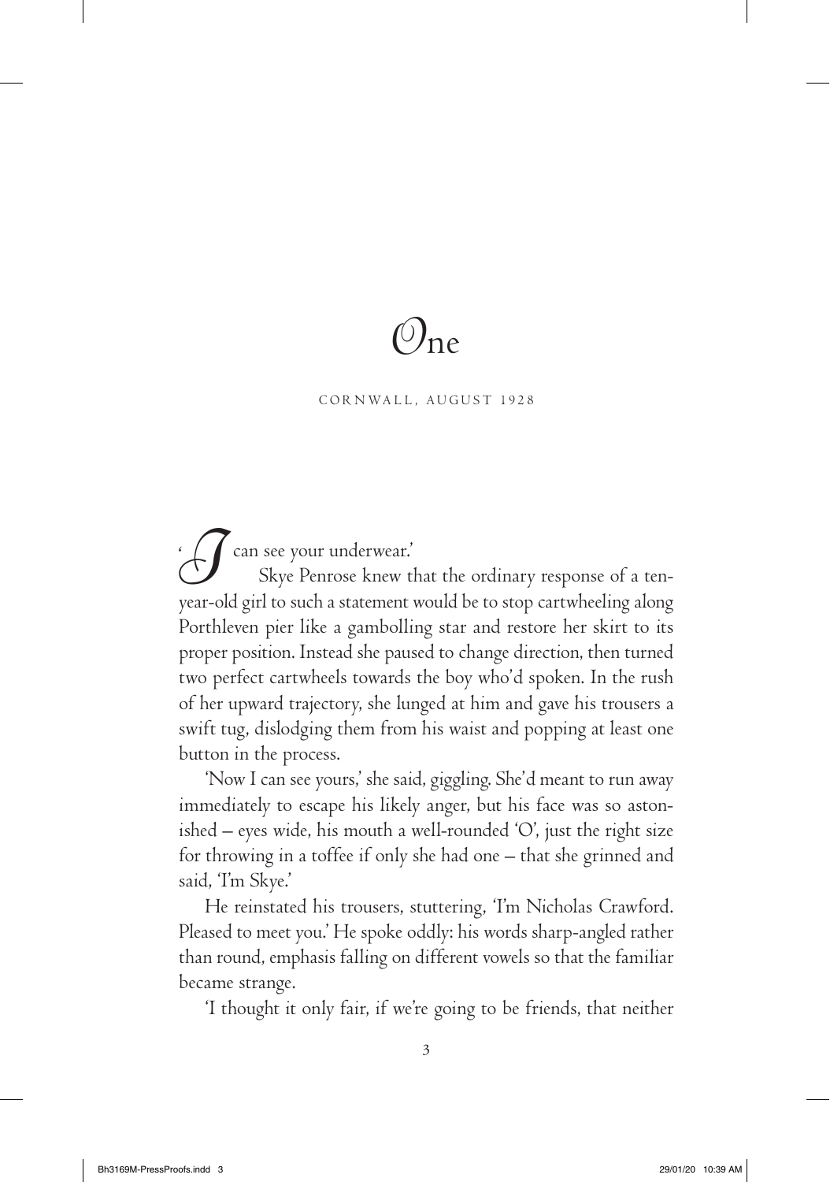# One

CORNWALL, AUGUST 1928

'I can see your underwear.'

Skye Penrose knew that the ordinary response of a ten-year-old girl to such a statement would be to stop cartwheeling along Porthleven pier like a gambolling star and restore her skirt to its proper position. Instead she paused to change direction, then turned two perfect cartwheels towards the boy who'd spoken. In the rush of her upward trajectory, she lunged at him and gave his trousers a swift tug, dislodging them from his waist and popping at least one button in the process.

'Now I can see yours,' she said, giggling. She'd meant to run away immediately to escape his likely anger, but his face was so astonished – eyes wide, his mouth a well-rounded 'O', just the right size for throwing in a toffee if only she had one – that she grinned and said, 'I'm Skye.'

He reinstated his trousers, stuttering, 'I'm Nicholas Crawford. Pleased to meet you.' He spoke oddly: his words sharp-angled rather than round, emphasis falling on different vowels so that the familiar became strange.

'I thought it only fair, if we're going to be friends, that neither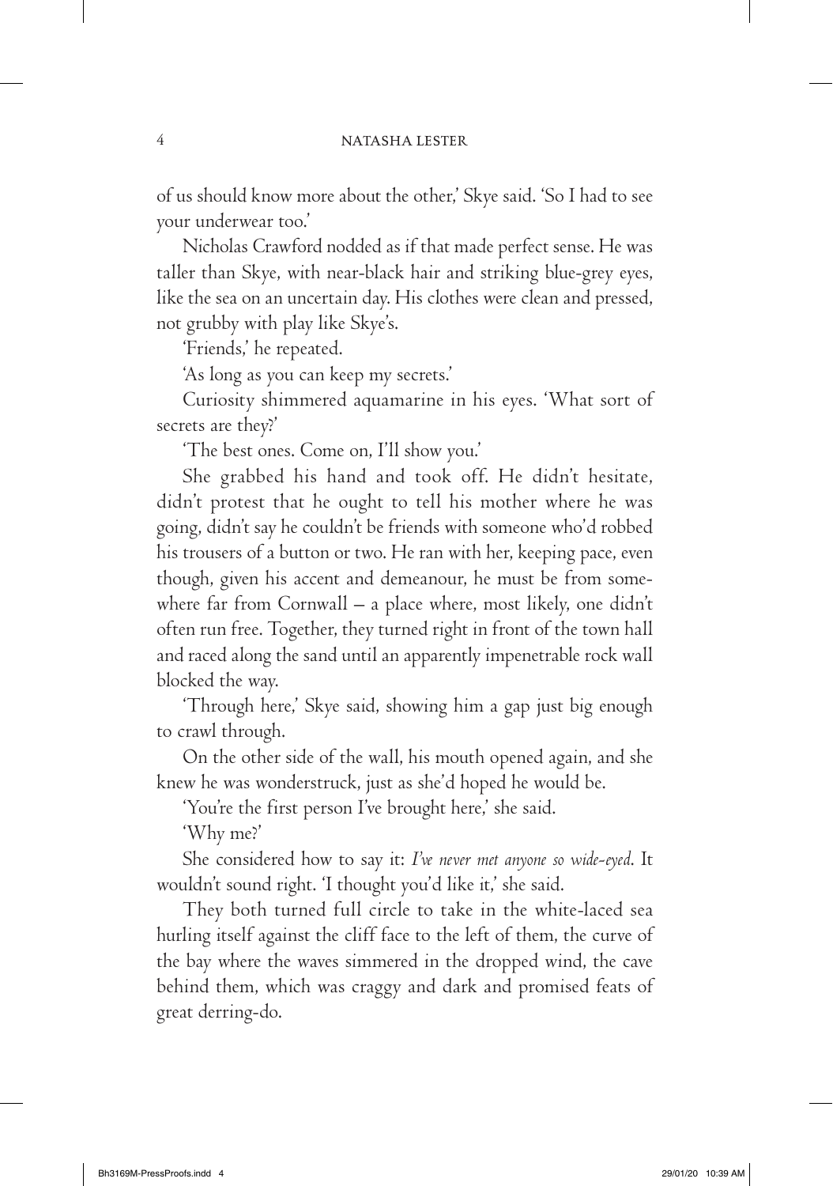of us should know more about the other,' Skye said. 'So I had to see your underwear too.'

Nicholas Crawford nodded as if that made perfect sense. He was taller than Skye, with near-black hair and striking blue-grey eyes, like the sea on an uncertain day. His clothes were clean and pressed, not grubby with play like Skye's.

'Friends,' he repeated.

'As long as you can keep my secrets.'

Curiosity shimmered aquamarine in his eyes. 'What sort of secrets are they?'

'The best ones. Come on, I'll show you.'

She grabbed his hand and took off. He didn't hesitate, didn't protest that he ought to tell his mother where he was going, didn't say he couldn't be friends with someone who'd robbed his trousers of a button or two. He ran with her, keeping pace, even though, given his accent and demeanour, he must be from somewhere far from Cornwall – a place where, most likely, one didn't often run free. Together, they turned right in front of the town hall and raced along the sand until an apparently impenetrable rock wall blocked the way.

'Through here,' Skye said, showing him a gap just big enough to crawl through.

On the other side of the wall, his mouth opened again, and she knew he was wonderstruck, just as she'd hoped he would be.

'You're the first person I've brought here,' she said.

'Why me?'

She considered how to say it: *I've never met anyone so wide-eyed*. It wouldn't sound right. 'I thought you'd like it,' she said.

They both turned full circle to take in the white-laced sea hurling itself against the cliff face to the left of them, the curve of the bay where the waves simmered in the dropped wind, the cave behind them, which was craggy and dark and promised feats of great derring-do.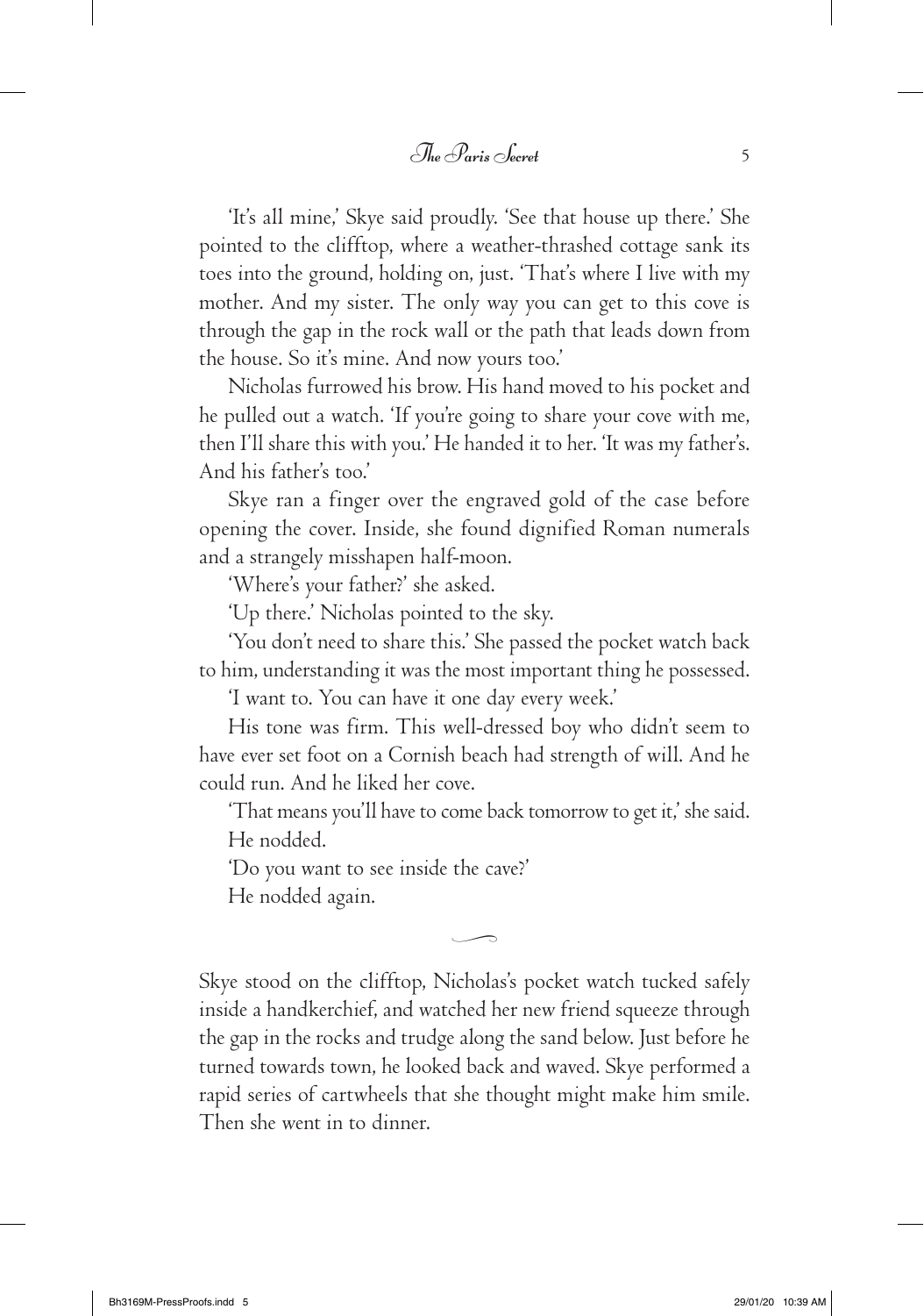'It's all mine,' Skye said proudly. 'See that house up there.' She pointed to the clifftop, where a weather-thrashed cottage sank its toes into the ground, holding on, just. 'That's where I live with my mother. And my sister. The only way you can get to this cove is through the gap in the rock wall or the path that leads down from the house. So it's mine. And now yours too.'

Nicholas furrowed his brow. His hand moved to his pocket and he pulled out a watch. 'If you're going to share your cove with me, then I'll share this with you.' He handed it to her. 'It was my father's. And his father's too.'

Skye ran a finger over the engraved gold of the case before opening the cover. Inside, she found dignified Roman numerals and a strangely misshapen half-moon.

'Where's your father?' she asked.

'Up there.' Nicholas pointed to the sky.

'You don't need to share this.' She passed the pocket watch back to him, understanding it was the most important thing he possessed.

'I want to. You can have it one day every week.'

His tone was firm. This well-dressed boy who didn't seem to have ever set foot on a Cornish beach had strength of will. And he could run. And he liked her cove.

'That means you'll have to come back tomorrow to get it,' she said.

He nodded.

'Do you want to see inside the cave?'

He nodded again.

---

Skye stood on the clifftop, Nicholas's pocket watch tucked safely inside a handkerchief, and watched her new friend squeeze through the gap in the rocks and trudge along the sand below. Just before he turned towards town, he looked back and waved. Skye performed a rapid series of cartwheels that she thought might make him smile. Then she went in to dinner.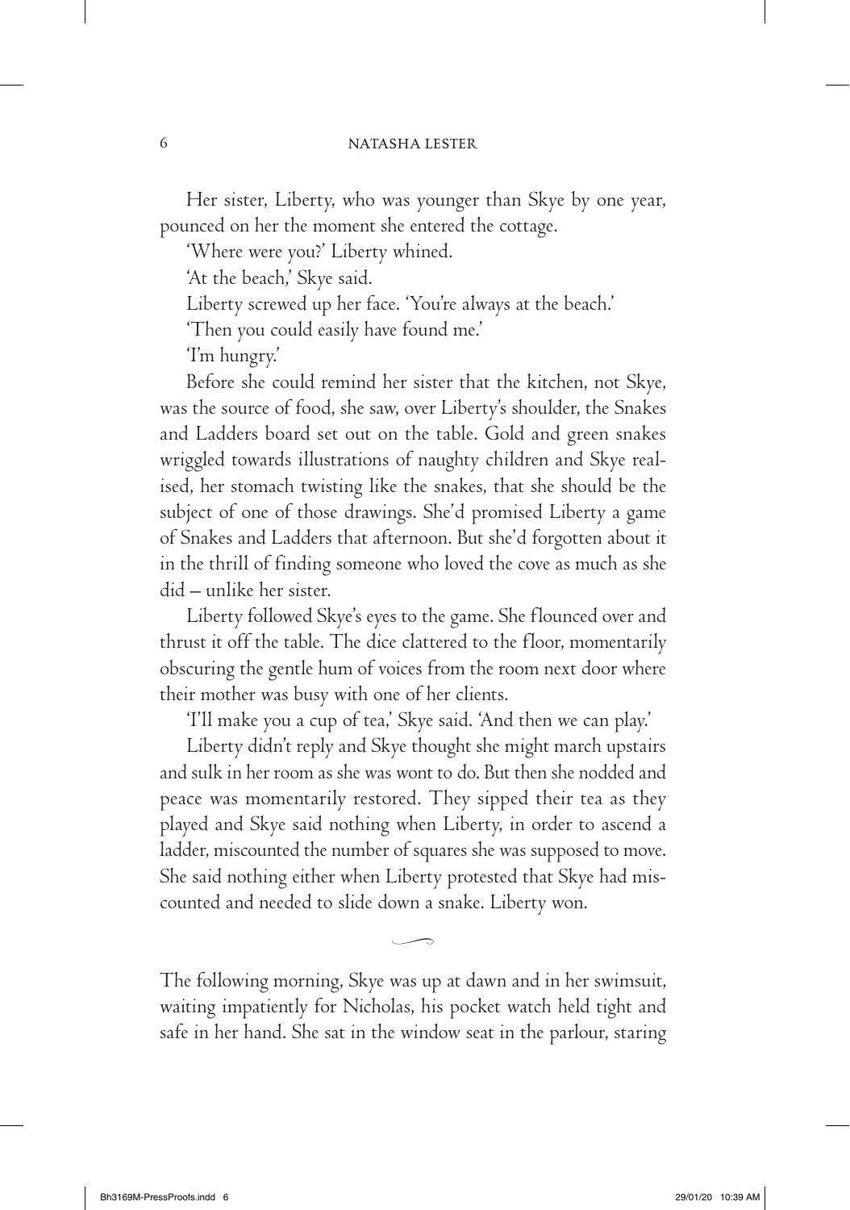Her sister, Liberty, who was younger than Skye by one year, pounced on her the moment she entered the cottage.

'Where were you?' Liberty whined.

'At the beach,' Skye said.

Liberty screwed up her face. 'You're always at the beach.'

'Then you could easily have found me.'

'I'm hungry.'

Before she could remind her sister that the kitchen, not Skye, was the source of food, she saw, over Liberty's shoulder, the Snakes and Ladders board set out on the table. Gold and green snakes wriggled towards illustrations of naughty children and Skye realised, her stomach twisting like the snakes, that she should be the subject of one of those drawings. She'd promised Liberty a game of Snakes and Ladders that afternoon. But she'd forgotten about it in the thrill of finding someone who loved the cove as much as she did – unlike her sister.

Liberty followed Skye's eyes to the game. She flounced over and thrust it off the table. The dice clattered to the floor, momentarily obscuring the gentle hum of voices from the room next door where their mother was busy with one of her clients.

'I'll make you a cup of tea,' Skye said. 'And then we can play.'

Liberty didn't reply and Skye thought she might march upstairs and sulk in her room as she was wont to do. But then she nodded and peace was momentarily restored. They sipped their tea as they played and Skye said nothing when Liberty, in order to ascend a ladder, miscounted the number of squares she was supposed to move. She said nothing either when Liberty protested that Skye had miscounted and needed to slide down a snake. Liberty won.

The following morning, Skye was up at dawn and in her swimsuit, waiting impatiently for Nicholas, his pocket watch held tight and safe in her hand. She sat in the window seat in the parlour, staring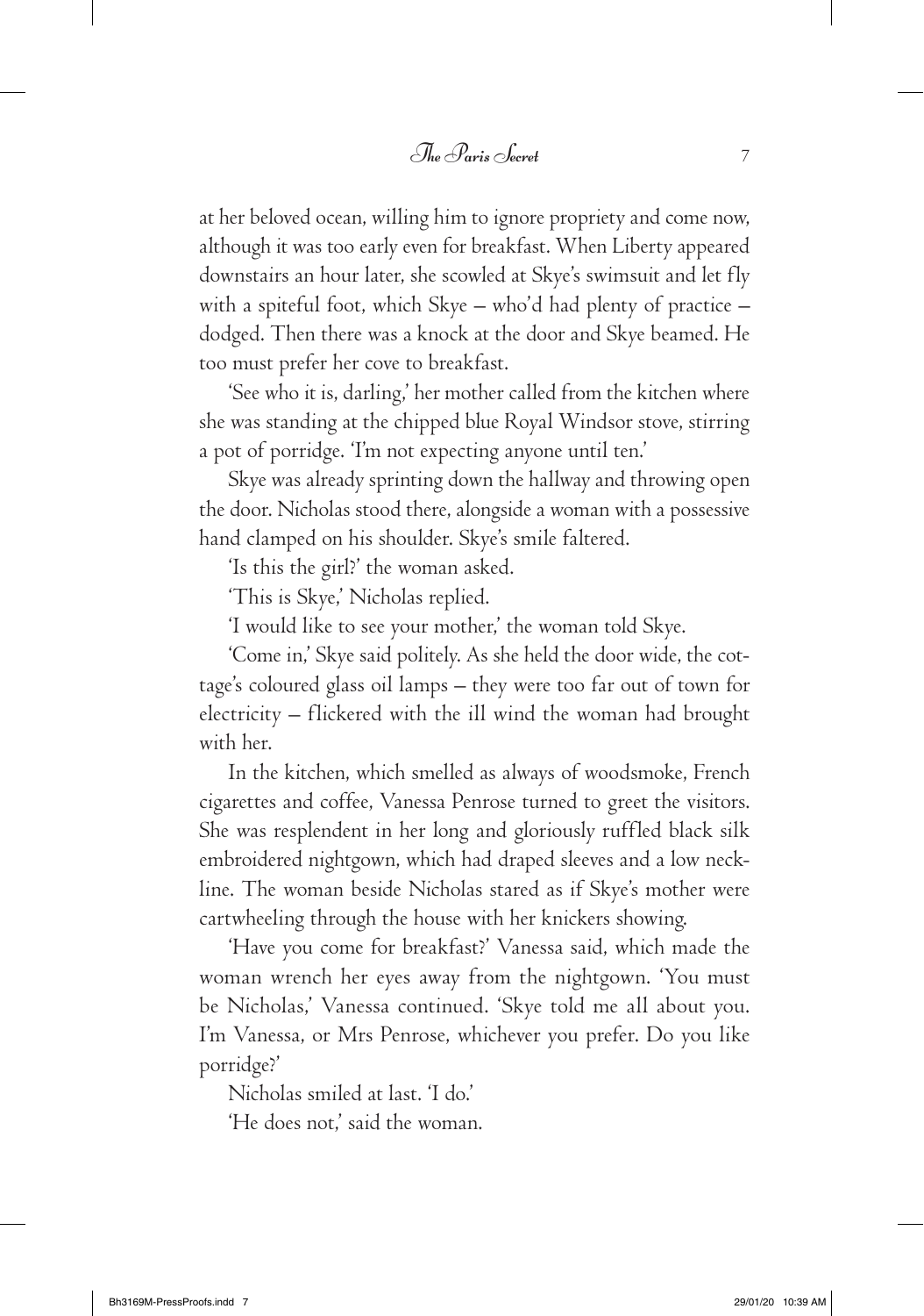at her beloved ocean, willing him to ignore propriety and come now, although it was too early even for breakfast. When Liberty appeared downstairs an hour later, she scowled at Skye's swimsuit and let fly with a spiteful foot, which Skye – who'd had plenty of practice – dodged. Then there was a knock at the door and Skye beamed. He too must prefer her cove to breakfast.

'See who it is, darling,' her mother called from the kitchen where she was standing at the chipped blue Royal Windsor stove, stirring a pot of porridge. 'I'm not expecting anyone until ten.'

Skye was already sprinting down the hallway and throwing open the door. Nicholas stood there, alongside a woman with a possessive hand clamped on his shoulder. Skye's smile faltered.

'Is this the girl?' the woman asked.

'This is Skye,' Nicholas replied.

'I would like to see your mother,' the woman told Skye.

'Come in,' Skye said politely. As she held the door wide, the cottage's coloured glass oil lamps – they were too far out of town for electricity – flickered with the ill wind the woman had brought with her.

In the kitchen, which smelled as always of woodsmoke, French cigarettes and coffee, Vanessa Penrose turned to greet the visitors. She was resplendent in her long and gloriously ruffled black silk embroidered nightgown, which had draped sleeves and a low neckline. The woman beside Nicholas stared as if Skye's mother were cartwheeling through the house with her knickers showing.

'Have you come for breakfast?' Vanessa said, which made the woman wrench her eyes away from the nightgown. 'You must be Nicholas,' Vanessa continued. 'Skye told me all about you. I'm Vanessa, or Mrs Penrose, whichever you prefer. Do you like porridge?'

Nicholas smiled at last. 'I do.'

'He does not,' said the woman.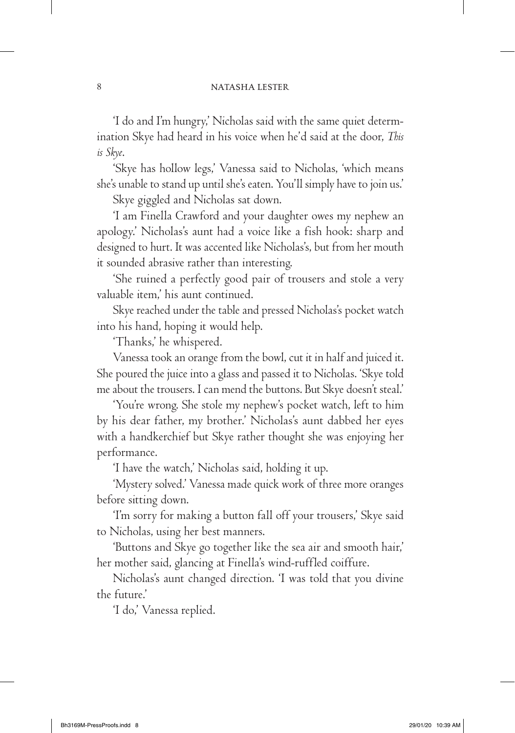'I do and I'm hungry,' Nicholas said with the same quiet determination Skye had heard in his voice when he'd said at the door, *This is Skye*.

'Skye has hollow legs,' Vanessa said to Nicholas, 'which means she's unable to stand up until she's eaten. You'll simply have to join us.'

Skye giggled and Nicholas sat down.

'I am Finella Crawford and your daughter owes my nephew an apology.' Nicholas's aunt had a voice like a fish hook: sharp and designed to hurt. It was accented like Nicholas's, but from her mouth it sounded abrasive rather than interesting.

'She ruined a perfectly good pair of trousers and stole a very valuable item,' his aunt continued.

Skye reached under the table and pressed Nicholas's pocket watch into his hand, hoping it would help.

'Thanks,' he whispered.

Vanessa took an orange from the bowl, cut it in half and juiced it. She poured the juice into a glass and passed it to Nicholas. 'Skye told me about the trousers. I can mend the buttons. But Skye doesn't steal.'

'You're wrong. She stole my nephew's pocket watch, left to him by his dear father, my brother.' Nicholas's aunt dabbed her eyes with a handkerchief but Skye rather thought she was enjoying her performance.

'I have the watch,' Nicholas said, holding it up.

'Mystery solved.' Vanessa made quick work of three more oranges before sitting down.

'I'm sorry for making a button fall off your trousers,' Skye said to Nicholas, using her best manners.

'Buttons and Skye go together like the sea air and smooth hair,' her mother said, glancing at Finella's wind-ruffled coiffure.

Nicholas's aunt changed direction. 'I was told that you divine the future.'

'I do,' Vanessa replied.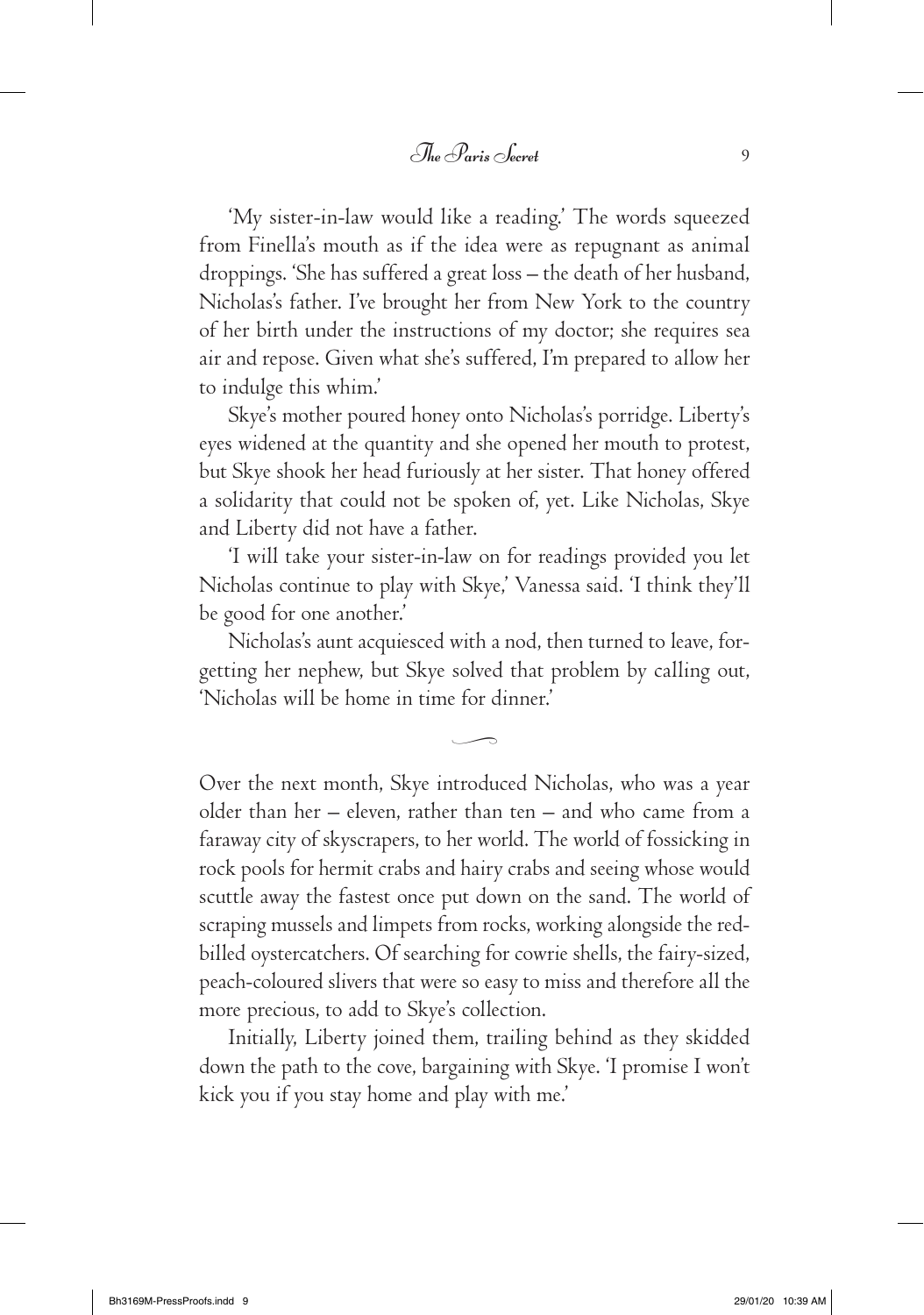'My sister-in-law would like a reading.' The words squeezed from Finella's mouth as if the idea were as repugnant as animal droppings. 'She has suffered a great loss – the death of her husband, Nicholas's father. I've brought her from New York to the country of her birth under the instructions of my doctor; she requires sea air and repose. Given what she's suffered, I'm prepared to allow her to indulge this whim.'

Skye's mother poured honey onto Nicholas's porridge. Liberty's eyes widened at the quantity and she opened her mouth to protest, but Skye shook her head furiously at her sister. That honey offered a solidarity that could not be spoken of, yet. Like Nicholas, Skye and Liberty did not have a father.

'I will take your sister-in-law on for readings provided you let Nicholas continue to play with Skye,' Vanessa said. 'I think they'll be good for one another.'

Nicholas's aunt acquiesced with a nod, then turned to leave, forgetting her nephew, but Skye solved that problem by calling out, 'Nicholas will be home in time for dinner.'

Over the next month, Skye introduced Nicholas, who was a year older than her – eleven, rather than ten – and who came from a faraway city of skyscrapers, to her world. The world of fossicking in rock pools for hermit crabs and hairy crabs and seeing whose would scuttle away the fastest once put down on the sand. The world of scraping mussels and limpets from rocks, working alongside the red-billed oystercatchers. Of searching for cowrie shells, the fairy-sized, peach-coloured slivers that were so easy to miss and therefore all the more precious, to add to Skye's collection.

Initially, Liberty joined them, trailing behind as they skidded down the path to the cove, bargaining with Skye. 'I promise I won't kick you if you stay home and play with me.'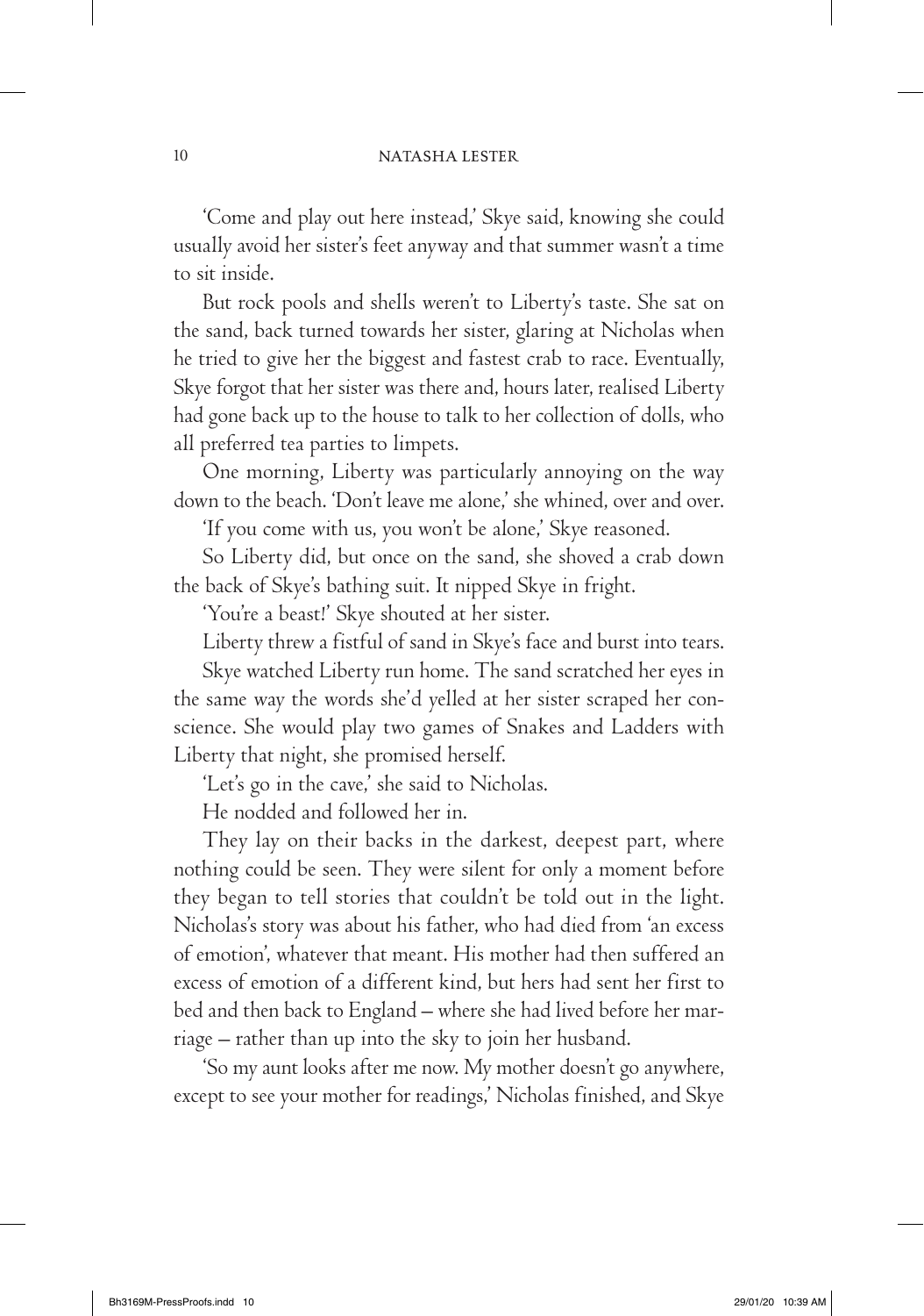'Come and play out here instead,' Skye said, knowing she could usually avoid her sister's feet anyway and that summer wasn't a time to sit inside.

But rock pools and shells weren't to Liberty's taste. She sat on the sand, back turned towards her sister, glaring at Nicholas when he tried to give her the biggest and fastest crab to race. Eventually, Skye forgot that her sister was there and, hours later, realised Liberty had gone back up to the house to talk to her collection of dolls, who all preferred tea parties to limpets.

One morning, Liberty was particularly annoying on the way down to the beach. 'Don't leave me alone,' she whined, over and over.

'If you come with us, you won't be alone,' Skye reasoned.

So Liberty did, but once on the sand, she shoved a crab down the back of Skye's bathing suit. It nipped Skye in fright.

'You're a beast!' Skye shouted at her sister.

Liberty threw a fistful of sand in Skye's face and burst into tears.

Skye watched Liberty run home. The sand scratched her eyes in the same way the words she'd yelled at her sister scraped her conscience. She would play two games of Snakes and Ladders with Liberty that night, she promised herself.

'Let's go in the cave,' she said to Nicholas.

He nodded and followed her in.

They lay on their backs in the darkest, deepest part, where nothing could be seen. They were silent for only a moment before they began to tell stories that couldn't be told out in the light. Nicholas's story was about his father, who had died from 'an excess of emotion', whatever that meant. His mother had then suffered an excess of emotion of a different kind, but hers had sent her first to bed and then back to England – where she had lived before her marriage – rather than up into the sky to join her husband.

'So my aunt looks after me now. My mother doesn't go anywhere, except to see your mother for readings,' Nicholas finished, and Skye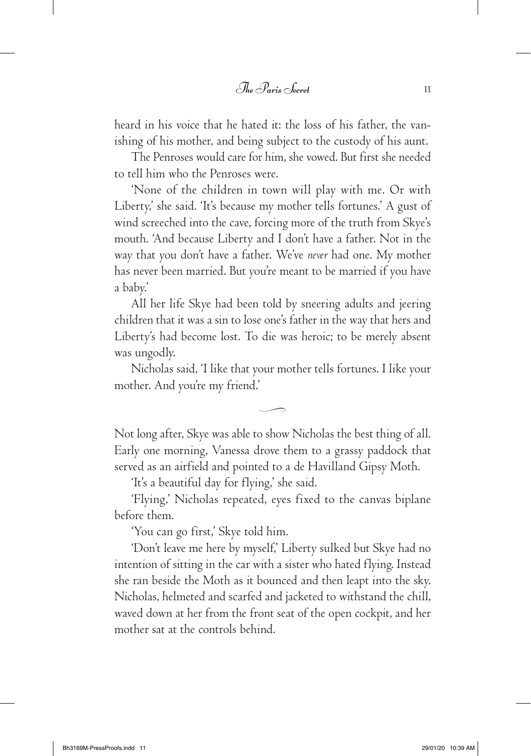heard in his voice that he hated it: the loss of his father, the vanishing of his mother, and being subject to the custody of his aunt.

The Penroses would care for him, she vowed. But first she needed to tell him who the Penroses were.

'None of the children in town will play with me. Or with Liberty,' she said. 'It's because my mother tells fortunes.' A gust of wind screeched into the cave, forcing more of the truth from Skye's mouth. 'And because Liberty and I don't have a father. Not in the way that you don't have a father. We've *never* had one. My mother has never been married. But you're meant to be married if you have a baby.'

All her life Skye had been told by sneering adults and jeering children that it was a sin to lose one's father in the way that hers and Liberty's had become lost. To die was heroic; to be merely absent was ungodly.

Nicholas said, 'I like that your mother tells fortunes. I like your mother. And you're my friend.'

Not long after, Skye was able to show Nicholas the best thing of all. Early one morning, Vanessa drove them to a grassy paddock that served as an airfield and pointed to a de Havilland Gipsy Moth.

'It's a beautiful day for flying,' she said.

'Flying,' Nicholas repeated, eyes fixed to the canvas biplane before them.

'You can go first,' Skye told him.

'Don't leave me here by myself,' Liberty sulked but Skye had no intention of sitting in the car with a sister who hated flying. Instead she ran beside the Moth as it bounced and then leapt into the sky. Nicholas, helmeted and scarfed and jacketed to withstand the chill, waved down at her from the front seat of the open cockpit, and her mother sat at the controls behind.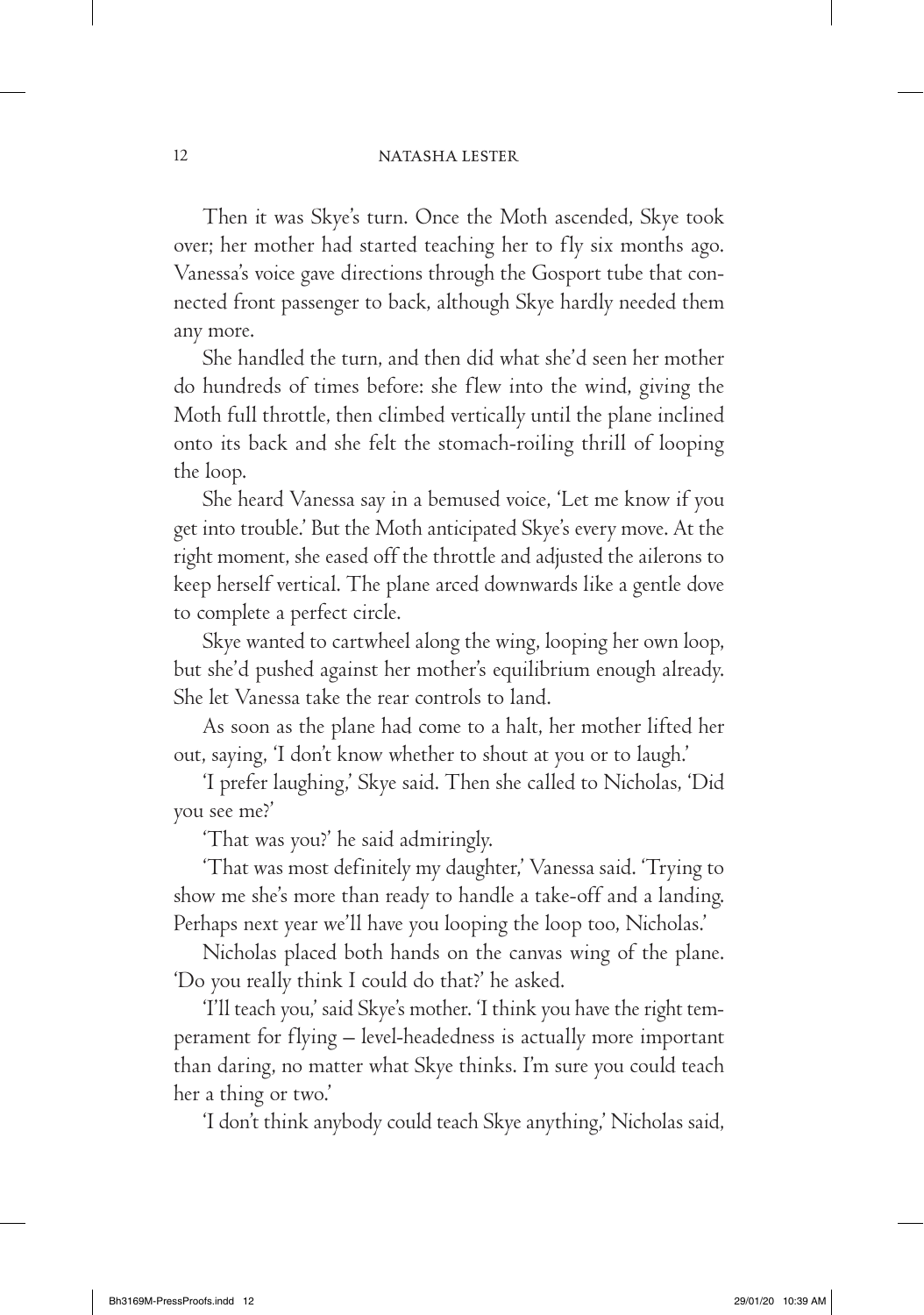Then it was Skye's turn. Once the Moth ascended, Skye took over; her mother had started teaching her to fly six months ago. Vanessa's voice gave directions through the Gosport tube that connected front passenger to back, although Skye hardly needed them any more.

She handled the turn, and then did what she'd seen her mother do hundreds of times before: she flew into the wind, giving the Moth full throttle, then climbed vertically until the plane inclined onto its back and she felt the stomach-roiling thrill of looping the loop.

She heard Vanessa say in a bemused voice, 'Let me know if you get into trouble.' But the Moth anticipated Skye's every move. At the right moment, she eased off the throttle and adjusted the ailerons to keep herself vertical. The plane arced downwards like a gentle dove to complete a perfect circle.

Skye wanted to cartwheel along the wing, looping her own loop, but she'd pushed against her mother's equilibrium enough already. She let Vanessa take the rear controls to land.

As soon as the plane had come to a halt, her mother lifted her out, saying, 'I don't know whether to shout at you or to laugh.'

'I prefer laughing,' Skye said. Then she called to Nicholas, 'Did you see me?'

'That was you?' he said admiringly.

'That was most definitely my daughter,' Vanessa said. 'Trying to show me she's more than ready to handle a take-off and a landing. Perhaps next year we'll have you looping the loop too, Nicholas.'

Nicholas placed both hands on the canvas wing of the plane. 'Do you really think I could do that?' he asked.

'I'll teach you,' said Skye's mother. 'I think you have the right temperament for flying – level-headedness is actually more important than daring, no matter what Skye thinks. I'm sure you could teach her a thing or two.'

'I don't think anybody could teach Skye anything,' Nicholas said,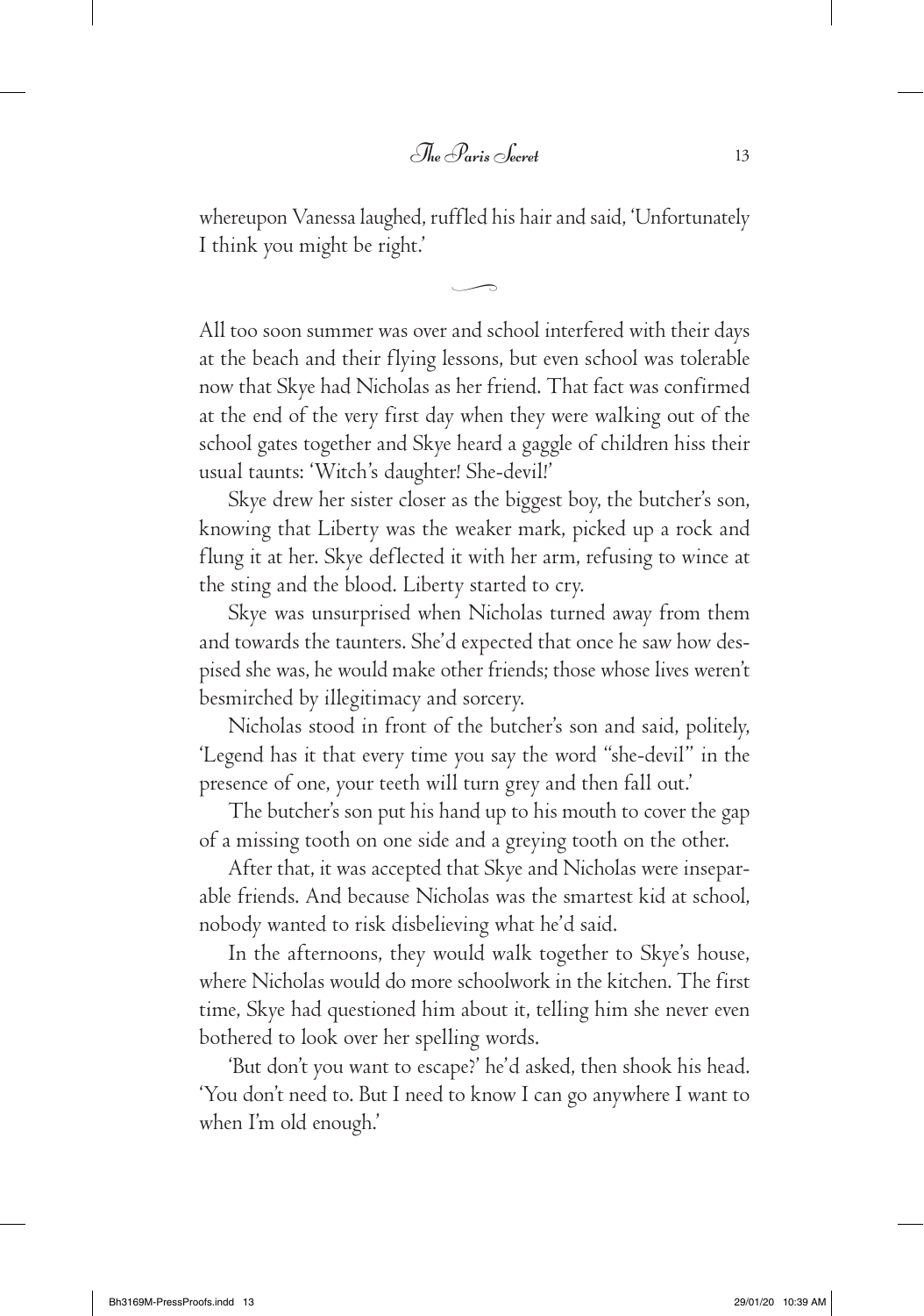whereupon Vanessa laughed, ruffled his hair and said, 'Unfortunately I think you might be right.'

All too soon summer was over and school interfered with their days at the beach and their flying lessons, but even school was tolerable now that Skye had Nicholas as her friend. That fact was confirmed at the end of the very first day when they were walking out of the school gates together and Skye heard a gaggle of children hiss their usual taunts: 'Witch's daughter! She-devil!'

Skye drew her sister closer as the biggest boy, the butcher's son, knowing that Liberty was the weaker mark, picked up a rock and flung it at her. Skye deflected it with her arm, refusing to wince at the sting and the blood. Liberty started to cry.

Skye was unsurprised when Nicholas turned away from them and towards the taunters. She'd expected that once he saw how despised she was, he would make other friends; those whose lives weren't besmirched by illegitimacy and sorcery.

Nicholas stood in front of the butcher's son and said, politely, 'Legend has it that every time you say the word "she-devil" in the presence of one, your teeth will turn grey and then fall out.'

The butcher's son put his hand up to his mouth to cover the gap of a missing tooth on one side and a greying tooth on the other.

After that, it was accepted that Skye and Nicholas were inseparable friends. And because Nicholas was the smartest kid at school, nobody wanted to risk disbelieving what he'd said.

In the afternoons, they would walk together to Skye's house, where Nicholas would do more schoolwork in the kitchen. The first time, Skye had questioned him about it, telling him she never even bothered to look over her spelling words.

'But don't you want to escape?' he'd asked, then shook his head. 'You don't need to. But I need to know I can go anywhere I want to when I'm old enough.'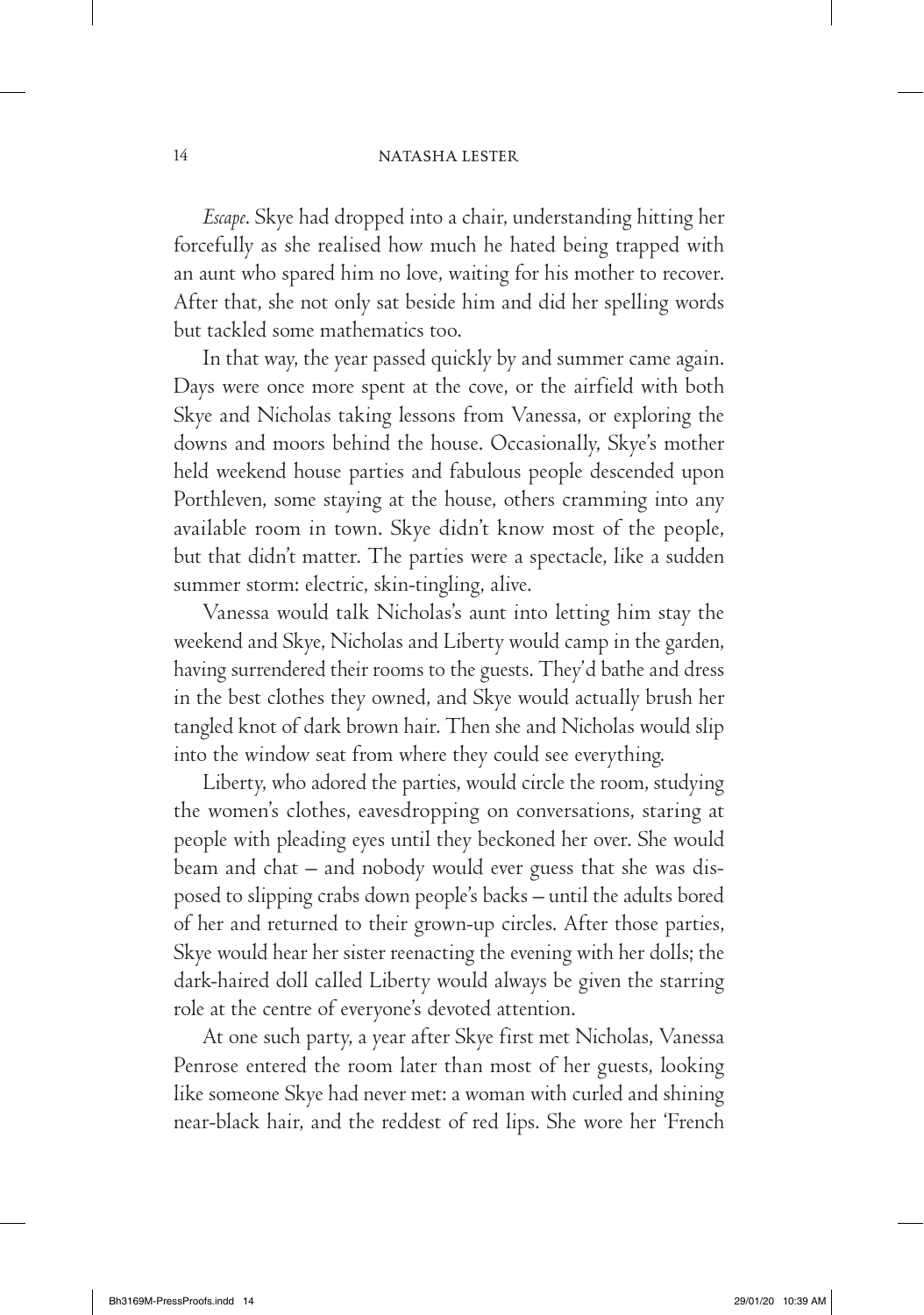*Escape*. Skye had dropped into a chair, understanding hitting her forcefully as she realised how much he hated being trapped with an aunt who spared him no love, waiting for his mother to recover. After that, she not only sat beside him and did her spelling words but tackled some mathematics too.

In that way, the year passed quickly by and summer came again. Days were once more spent at the cove, or the airfield with both Skye and Nicholas taking lessons from Vanessa, or exploring the downs and moors behind the house. Occasionally, Skye's mother held weekend house parties and fabulous people descended upon Porthleven, some staying at the house, others cramming into any available room in town. Skye didn't know most of the people, but that didn't matter. The parties were a spectacle, like a sudden summer storm: electric, skin-tingling, alive.

Vanessa would talk Nicholas's aunt into letting him stay the weekend and Skye, Nicholas and Liberty would camp in the garden, having surrendered their rooms to the guests. They'd bathe and dress in the best clothes they owned, and Skye would actually brush her tangled knot of dark brown hair. Then she and Nicholas would slip into the window seat from where they could see everything.

Liberty, who adored the parties, would circle the room, studying the women's clothes, eavesdropping on conversations, staring at people with pleading eyes until they beckoned her over. She would beam and chat – and nobody would ever guess that she was disposed to slipping crabs down people's backs – until the adults bored of her and returned to their grown-up circles. After those parties, Skye would hear her sister reenacting the evening with her dolls; the dark-haired doll called Liberty would always be given the starring role at the centre of everyone's devoted attention.

At one such party, a year after Skye first met Nicholas, Vanessa Penrose entered the room later than most of her guests, looking like someone Skye had never met: a woman with curled and shining near-black hair, and the reddest of red lips. She wore her 'French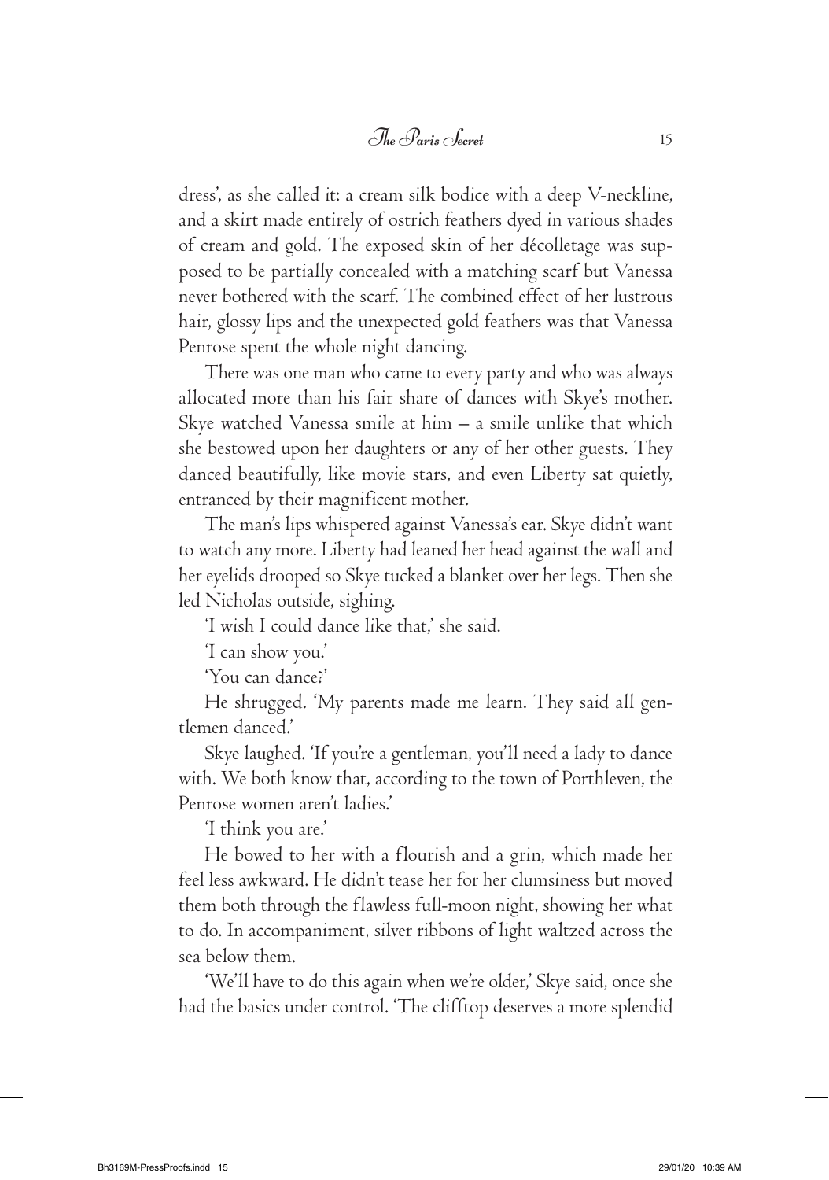dress', as she called it: a cream silk bodice with a deep V-neckline, and a skirt made entirely of ostrich feathers dyed in various shades of cream and gold. The exposed skin of her décolletage was supposed to be partially concealed with a matching scarf but Vanessa never bothered with the scarf. The combined effect of her lustrous hair, glossy lips and the unexpected gold feathers was that Vanessa Penrose spent the whole night dancing.

There was one man who came to every party and who was always allocated more than his fair share of dances with Skye's mother. Skye watched Vanessa smile at him – a smile unlike that which she bestowed upon her daughters or any of her other guests. They danced beautifully, like movie stars, and even Liberty sat quietly, entranced by their magnificent mother.

The man's lips whispered against Vanessa's ear. Skye didn't want to watch any more. Liberty had leaned her head against the wall and her eyelids drooped so Skye tucked a blanket over her legs. Then she led Nicholas outside, sighing.

'I wish I could dance like that,' she said.

'I can show you.'

'You can dance?'

He shrugged. 'My parents made me learn. They said all gentlemen danced.'

Skye laughed. 'If you're a gentleman, you'll need a lady to dance with. We both know that, according to the town of Porthleven, the Penrose women aren't ladies.'

'I think you are.'

He bowed to her with a flourish and a grin, which made her feel less awkward. He didn't tease her for her clumsiness but moved them both through the flawless full-moon night, showing her what to do. In accompaniment, silver ribbons of light waltzed across the sea below them.

'We'll have to do this again when we're older,' Skye said, once she had the basics under control. 'The clifftop deserves a more splendid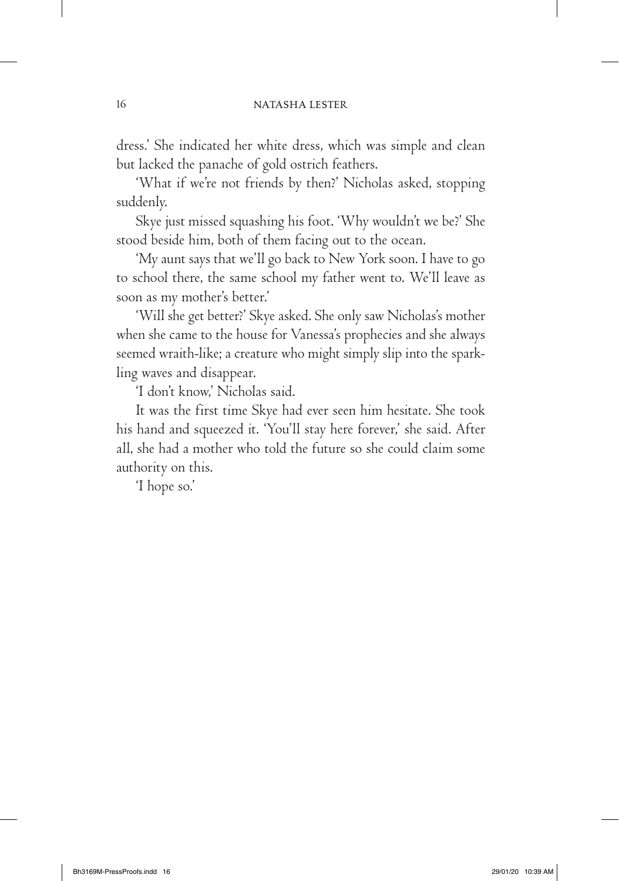dress.' She indicated her white dress, which was simple and clean but lacked the panache of gold ostrich feathers.

'What if we're not friends by then?' Nicholas asked, stopping suddenly.

Skye just missed squashing his foot. 'Why wouldn't we be?' She stood beside him, both of them facing out to the ocean.

'My aunt says that we'll go back to New York soon. I have to go to school there, the same school my father went to. We'll leave as soon as my mother's better.'

'Will she get better?' Skye asked. She only saw Nicholas's mother when she came to the house for Vanessa's prophecies and she always seemed wraith-like; a creature who might simply slip into the sparkling waves and disappear.

'I don't know,' Nicholas said.

It was the first time Skye had ever seen him hesitate. She took his hand and squeezed it. 'You'll stay here forever,' she said. After all, she had a mother who told the future so she could claim some authority on this.

'I hope so.'